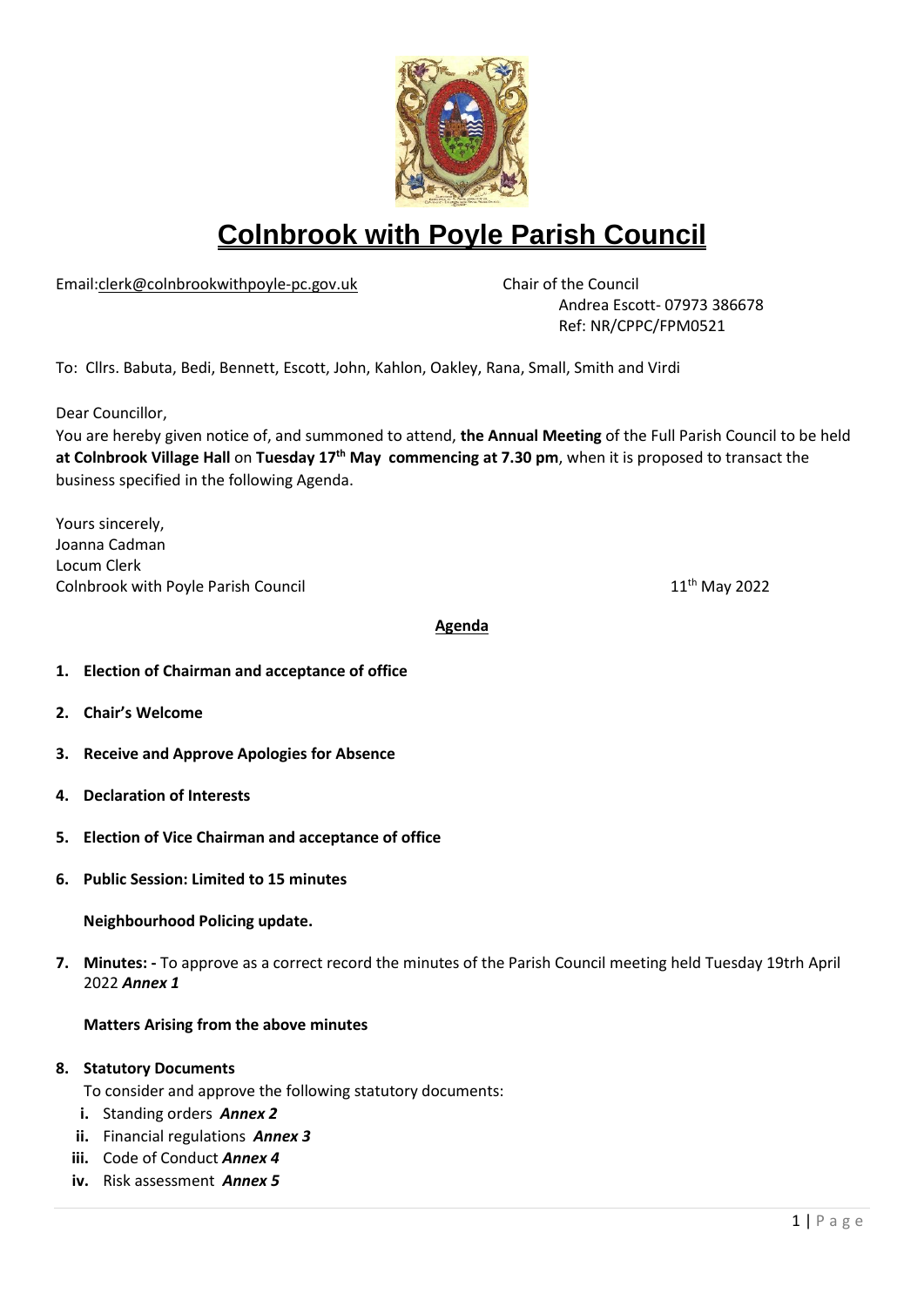# Colnbrook with Poyle Parish Council

Email:clerk@colnbrookwithpoyle-pc.gov.uk

Chair of the Council
Andrea Escott- 07973 386678
Ref: NR/CPPC/FPM0521

To: Cllrs. Babuta, Bedi, Bennett, Escott, John, Kahlon, Oakley, Rana, Small, Smith and Virdi

Dear Councillor,

You are hereby given notice of, and summoned to attend, **the Annual Meeting** of the Full Parish Council to be held **at Colnbrook Village Hall** on **Tuesday 17th May commencing at 7.30 pm**, when it is proposed to transact the business specified in the following Agenda.

Yours sincerely,
Joanna Cadman
Locum Clerk
Colnbrook with Poyle Parish Council

11th May 2022

## Agenda

1. **Election of Chairman and acceptance of office**
2. **Chair's Welcome**
3. **Receive and Approve Apologies for Absence**
4. **Declaration of Interests**
5. **Election of Vice Chairman and acceptance of office**
6. **Public Session: Limited to 15 minutes**

   **Neighbourhood Policing update.**

7. **Minutes: -** To approve as a correct record the minutes of the Parish Council meeting held Tuesday 19trh April 2022 ***Annex 1***

   **Matters Arising from the above minutes**

8. **Statutory Documents**

   To consider and approve the following statutory documents:

   i. Standing orders ***Annex 2***
   ii. Financial regulations ***Annex 3***
   iii. Code of Conduct ***Annex 4***
   iv. Risk assessment ***Annex 5***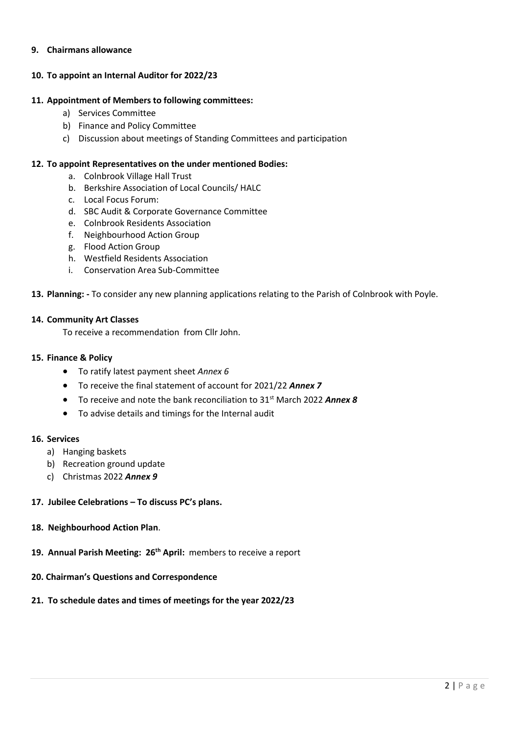**9. Chairmans allowance**

**10. To appoint an Internal Auditor for 2022/23**

**11. Appointment of Members to following committees:**

a) Services Committee
b) Finance and Policy Committee
c) Discussion about meetings of Standing Committees and participation

**12. To appoint Representatives on the under mentioned Bodies:**

a. Colnbrook Village Hall Trust
b. Berkshire Association of Local Councils/ HALC
c. Local Focus Forum:
d. SBC Audit & Corporate Governance Committee
e. Colnbrook Residents Association
f. Neighbourhood Action Group
g. Flood Action Group
h. Westfield Residents Association
i. Conservation Area Sub-Committee

**13. Planning: -** To consider any new planning applications relating to the Parish of Colnbrook with Poyle.

**14. Community Art Classes**

To receive a recommendation from Cllr John.

**15. Finance & Policy**

- To ratify latest payment sheet *Annex 6*
- To receive the final statement of account for 2021/22 ***Annex 7***
- To receive and note the bank reconciliation to 31st March 2022 ***Annex 8***
- To advise details and timings for the Internal audit

**16. Services**

a) Hanging baskets
b) Recreation ground update
c) Christmas 2022 ***Annex 9***

**17. Jubilee Celebrations – To discuss PC's plans.**

**18. Neighbourhood Action Plan**.

**19. Annual Parish Meeting: 26th April:** members to receive a report

**20. Chairman's Questions and Correspondence**

**21. To schedule dates and times of meetings for the year 2022/23**